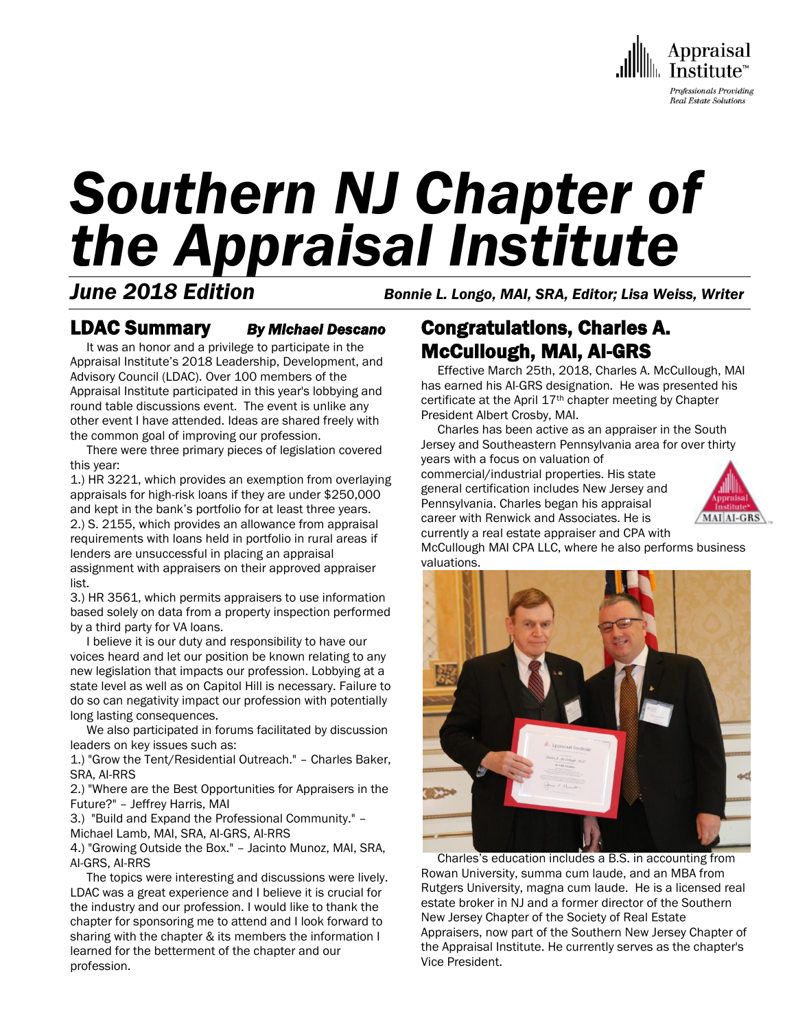Appraisal Institute™

*Professionals Providing Real Estate Solutions*

# *Southern NJ Chapter of the Appraisal Institute*

***June 2018 Edition***

***Bonnie L. Longo, MAI, SRA, Editor; Lisa Weiss, Writer***

## LDAC Summary

***By Michael Descano***

It was an honor and a privilege to participate in the Appraisal Institute's 2018 Leadership, Development, and Advisory Council (LDAC). Over 100 members of the Appraisal Institute participated in this year's lobbying and round table discussions event. The event is unlike any other event I have attended. Ideas are shared freely with the common goal of improving our profession.

There were three primary pieces of legislation covered this year:

1.) HR 3221, which provides an exemption from overlaying appraisals for high-risk loans if they are under $250,000 and kept in the bank's portfolio for at least three years.

2.) S. 2155, which provides an allowance from appraisal requirements with loans held in portfolio in rural areas if lenders are unsuccessful in placing an appraisal assignment with appraisers on their approved appraiser list.

3.) HR 3561, which permits appraisers to use information based solely on data from a property inspection performed by a third party for VA loans.

I believe it is our duty and responsibility to have our voices heard and let our position be known relating to any new legislation that impacts our profession. Lobbying at a state level as well as on Capitol Hill is necessary. Failure to do so can negativity impact our profession with potentially long lasting consequences.

We also participated in forums facilitated by discussion leaders on key issues such as:

1.) "Grow the Tent/Residential Outreach." – Charles Baker, SRA, AI-RRS

2.) "Where are the Best Opportunities for Appraisers in the Future?" – Jeffrey Harris, MAI

3.) "Build and Expand the Professional Community." – Michael Lamb, MAI, SRA, AI-GRS, AI-RRS

4.) "Growing Outside the Box." – Jacinto Munoz, MAI, SRA, AI-GRS, AI-RRS

The topics were interesting and discussions were lively. LDAC was a great experience and I believe it is crucial for the industry and our profession. I would like to thank the chapter for sponsoring me to attend and I look forward to sharing with the chapter & its members the information I learned for the betterment of the chapter and our profession.

## Congratulations, Charles A. McCullough, MAI, AI-GRS

Effective March 25th, 2018, Charles A. McCullough, MAI has earned his AI-GRS designation. He was presented his certificate at the April 17th chapter meeting by Chapter President Albert Crosby, MAI.

Charles has been active as an appraiser in the South Jersey and Southeastern Pennsylvania area for over thirty years with a focus on valuation of commercial/industrial properties. His state general certification includes New Jersey and Pennsylvania. Charles began his appraisal career with Renwick and Associates. He is currently a real estate appraiser and CPA with McCullough MAI CPA LLC, where he also performs business valuations.

Charles's education includes a B.S. in accounting from Rowan University, summa cum laude, and an MBA from Rutgers University, magna cum laude. He is a licensed real estate broker in NJ and a former director of the Southern New Jersey Chapter of the Society of Real Estate Appraisers, now part of the Southern New Jersey Chapter of the Appraisal Institute. He currently serves as the chapter's Vice President.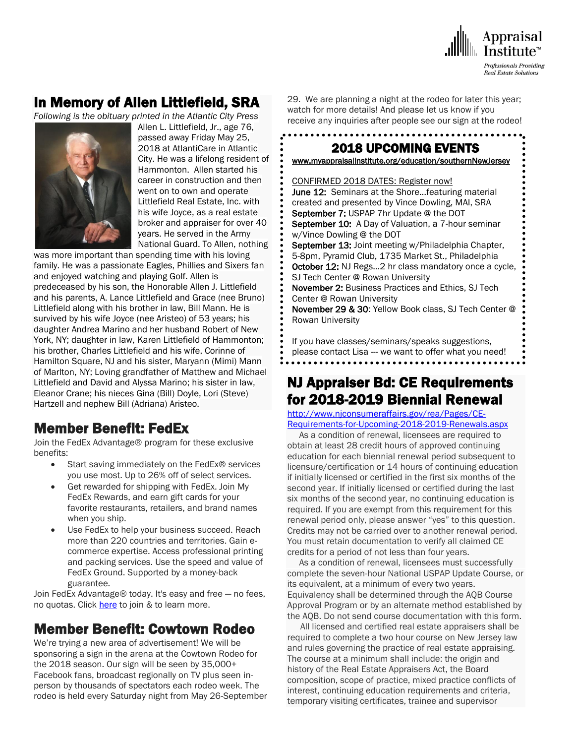# In Memory of Allen Littlefield, SRA

*Following is the obituary printed in the Atlantic City Press*

Allen L. Littlefield, Jr., age 76, passed away Friday May 25, 2018 at AtlantiCare in Atlantic City. He was a lifelong resident of Hammonton. Allen started his career in construction and then went on to own and operate Littlefield Real Estate, Inc. with his wife Joyce, as a real estate broker and appraiser for over 40 years. He served in the Army National Guard. To Allen, nothing was more important than spending time with his loving family. He was a passionate Eagles, Phillies and Sixers fan and enjoyed watching and playing Golf. Allen is predeceased by his son, the Honorable Allen J. Littlefield and his parents, A. Lance Littlefield and Grace (nee Bruno) Littlefield along with his brother in law, Bill Mann. He is survived by his wife Joyce (nee Aristeo) of 53 years; his daughter Andrea Marino and her husband Robert of New York, NY; daughter in law, Karen Littlefield of Hammonton; his brother, Charles Littlefield and his wife, Corinne of Hamilton Square, NJ and his sister, Maryann (Mimi) Mann of Marlton, NY; Loving grandfather of Matthew and Michael Littlefield and David and Alyssa Marino; his sister in law, Eleanor Crane; his nieces Gina (Bill) Doyle, Lori (Steve) Hartzell and nephew Bill (Adriana) Aristeo.

# Member Benefit: FedEx

Join the FedEx Advantage® program for these exclusive benefits:

- Start saving immediately on the FedEx® services you use most. Up to 26% off of select services.
- Get rewarded for shipping with FedEx. Join My FedEx Rewards, and earn gift cards for your favorite restaurants, retailers, and brand names when you ship.
- Use FedEx to help your business succeed. Reach more than 220 countries and territories. Gain e-commerce expertise. Access professional printing and packing services. Use the speed and value of FedEx Ground. Supported by a money-back guarantee.

Join FedEx Advantage® today. It's easy and free — no fees, no quotas. Click here to join & to learn more.

# Member Benefit: Cowtown Rodeo

We're trying a new area of advertisement! We will be sponsoring a sign in the arena at the Cowtown Rodeo for the 2018 season. Our sign will be seen by 35,000+ Facebook fans, broadcast regionally on TV plus seen in-person by thousands of spectators each rodeo week. The rodeo is held every Saturday night from May 26-September 29. We are planning a night at the rodeo for later this year; watch for more details! And please let us know if you receive any inquiries after people see our sign at the rodeo!

## 2018 UPCOMING EVENTS

www.myappraisalinstitute.org/education/southernNewJersey

CONFIRMED 2018 DATES: Register now!

**June 12:** Seminars at the Shore…featuring material created and presented by Vince Dowling, MAI, SRA
**September 7:** USPAP 7hr Update @ the DOT
**September 10:** A Day of Valuation, a 7-hour seminar w/Vince Dowling @ the DOT
**September 13:** Joint meeting w/Philadelphia Chapter, 5-8pm, Pyramid Club, 1735 Market St., Philadelphia
**October 12:** NJ Regs…2 hr class mandatory once a cycle, SJ Tech Center @ Rowan University
**November 2:** Business Practices and Ethics, SJ Tech Center @ Rowan University
**November 29 & 30:** Yellow Book class, SJ Tech Center @ Rowan University

If you have classes/seminars/speaks suggestions, please contact Lisa — we want to offer what you need!

# NJ Appraiser Bd: CE Requirements for 2018-2019 Biennial Renewal

http://www.njconsumeraffairs.gov/rea/Pages/CE-Requirements-for-Upcoming-2018-2019-Renewals.aspx

As a condition of renewal, licensees are required to obtain at least 28 credit hours of approved continuing education for each biennial renewal period subsequent to licensure/certification or 14 hours of continuing education if initially licensed or certified in the first six months of the second year. If initially licensed or certified during the last six months of the second year, no continuing education is required. If you are exempt from this requirement for this renewal period only, please answer "yes" to this question. Credits may not be carried over to another renewal period. You must retain documentation to verify all claimed CE credits for a period of not less than four years.

As a condition of renewal, licensees must successfully complete the seven-hour National USPAP Update Course, or its equivalent, at a minimum of every two years. Equivalency shall be determined through the AQB Course Approval Program or by an alternate method established by the AQB. Do not send course documentation with this form.

All licensed and certified real estate appraisers shall be required to complete a two hour course on New Jersey law and rules governing the practice of real estate appraising. The course at a minimum shall include: the origin and history of the Real Estate Appraisers Act, the Board composition, scope of practice, mixed practice conflicts of interest, continuing education requirements and criteria, temporary visiting certificates, trainee and supervisor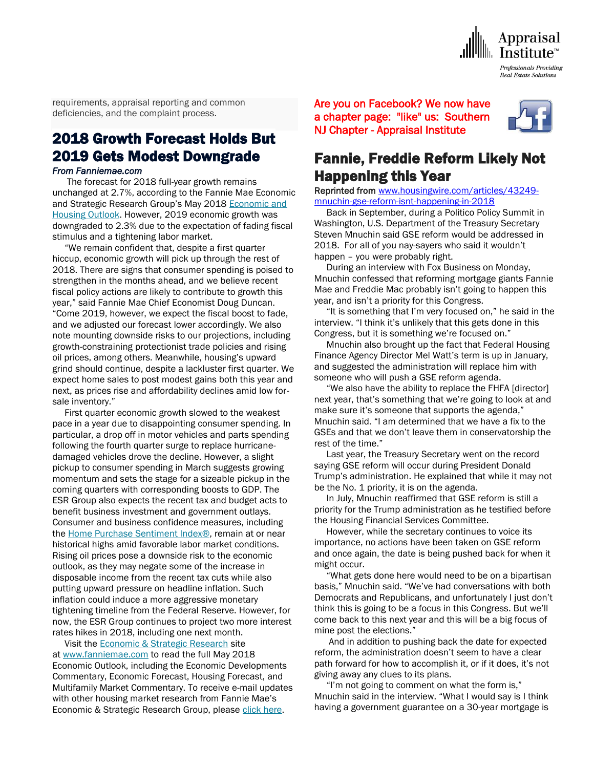requirements, appraisal reporting and common deficiencies, and the complaint process.

## 2018 Growth Forecast Holds But 2019 Gets Modest Downgrade

*From Fanniemae.com*

The forecast for 2018 full-year growth remains unchanged at 2.7%, according to the Fannie Mae Economic and Strategic Research Group's May 2018 Economic and Housing Outlook. However, 2019 economic growth was downgraded to 2.3% due to the expectation of fading fiscal stimulus and a tightening labor market.

"We remain confident that, despite a first quarter hiccup, economic growth will pick up through the rest of 2018. There are signs that consumer spending is poised to strengthen in the months ahead, and we believe recent fiscal policy actions are likely to contribute to growth this year," said Fannie Mae Chief Economist Doug Duncan. "Come 2019, however, we expect the fiscal boost to fade, and we adjusted our forecast lower accordingly. We also note mounting downside risks to our projections, including growth-constraining protectionist trade policies and rising oil prices, among others. Meanwhile, housing's upward grind should continue, despite a lackluster first quarter. We expect home sales to post modest gains both this year and next, as prices rise and affordability declines amid low for-sale inventory."

First quarter economic growth slowed to the weakest pace in a year due to disappointing consumer spending. In particular, a drop off in motor vehicles and parts spending following the fourth quarter surge to replace hurricane-damaged vehicles drove the decline. However, a slight pickup to consumer spending in March suggests growing momentum and sets the stage for a sizeable pickup in the coming quarters with corresponding boosts to GDP. The ESR Group also expects the recent tax and budget acts to benefit business investment and government outlays. Consumer and business confidence measures, including the Home Purchase Sentiment Index®, remain at or near historical highs amid favorable labor market conditions. Rising oil prices pose a downside risk to the economic outlook, as they may negate some of the increase in disposable income from the recent tax cuts while also putting upward pressure on headline inflation. Such inflation could induce a more aggressive monetary tightening timeline from the Federal Reserve. However, for now, the ESR Group continues to project two more interest rates hikes in 2018, including one next month.

Visit the Economic & Strategic Research site at www.fanniemae.com to read the full May 2018 Economic Outlook, including the Economic Developments Commentary, Economic Forecast, Housing Forecast, and Multifamily Market Commentary. To receive e-mail updates with other housing market research from Fannie Mae's Economic & Strategic Research Group, please click here.

**Are you on Facebook? We now have a chapter page: "like" us: Southern NJ Chapter - Appraisal Institute**

## Fannie, Freddie Reform Likely Not Happening this Year

**Reprinted from** www.housingwire.com/articles/43249-mnuchin-gse-reform-isnt-happening-in-2018

Back in September, during a Politico Policy Summit in Washington, U.S. Department of the Treasury Secretary Steven Mnuchin said GSE reform would be addressed in 2018. For all of you nay-sayers who said it wouldn't happen – you were probably right.

During an interview with Fox Business on Monday, Mnuchin confessed that reforming mortgage giants Fannie Mae and Freddie Mac probably isn't going to happen this year, and isn't a priority for this Congress.

"It is something that I'm very focused on," he said in the interview. "I think it's unlikely that this gets done in this Congress, but it is something we're focused on."

Mnuchin also brought up the fact that Federal Housing Finance Agency Director Mel Watt's term is up in January, and suggested the administration will replace him with someone who will push a GSE reform agenda.

"We also have the ability to replace the FHFA [director] next year, that's something that we're going to look at and make sure it's someone that supports the agenda," Mnuchin said. "I am determined that we have a fix to the GSEs and that we don't leave them in conservatorship the rest of the time."

Last year, the Treasury Secretary went on the record saying GSE reform will occur during President Donald Trump's administration. He explained that while it may not be the No. 1 priority, it is on the agenda.

In July, Mnuchin reaffirmed that GSE reform is still a priority for the Trump administration as he testified before the Housing Financial Services Committee.

However, while the secretary continues to voice its importance, no actions have been taken on GSE reform and once again, the date is being pushed back for when it might occur.

"What gets done here would need to be on a bipartisan basis," Mnuchin said. "We've had conversations with both Democrats and Republicans, and unfortunately I just don't think this is going to be a focus in this Congress. But we'll come back to this next year and this will be a big focus of mine post the elections."

And in addition to pushing back the date for expected reform, the administration doesn't seem to have a clear path forward for how to accomplish it, or if it does, it's not giving away any clues to its plans.

"I'm not going to comment on what the form is," Mnuchin said in the interview. "What I would say is I think having a government guarantee on a 30-year mortgage is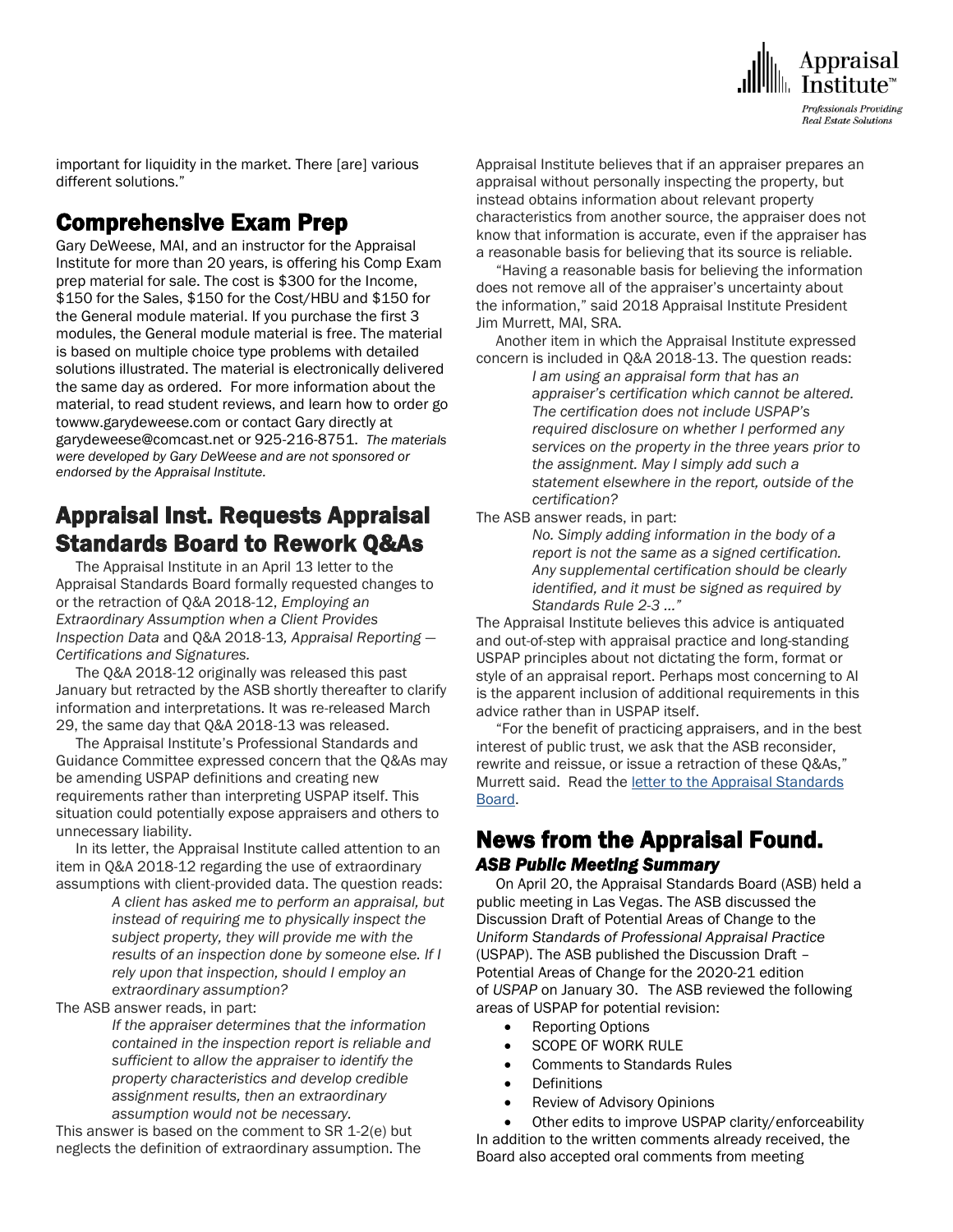important for liquidity in the market. There [are] various different solutions."

## Comprehensive Exam Prep

Gary DeWeese, MAI, and an instructor for the Appraisal Institute for more than 20 years, is offering his Comp Exam prep material for sale. The cost is $300 for the Income, $150 for the Sales, $150 for the Cost/HBU and $150 for the General module material. If you purchase the first 3 modules, the General module material is free. The material is based on multiple choice type problems with detailed solutions illustrated. The material is electronically delivered the same day as ordered. For more information about the material, to read student reviews, and learn how to order go towww.garydeweese.com or contact Gary directly at garydeweese@comcast.net or 925-216-8751. *The materials were developed by Gary DeWeese and are not sponsored or endorsed by the Appraisal Institute.*

## Appraisal Inst. Requests Appraisal Standards Board to Rework Q&As

The Appraisal Institute in an April 13 letter to the Appraisal Standards Board formally requested changes to or the retraction of Q&A 2018-12, *Employing an Extraordinary Assumption when a Client Provides Inspection Data* and Q&A 2018-13*, Appraisal Reporting — Certifications and Signatures.*

The Q&A 2018-12 originally was released this past January but retracted by the ASB shortly thereafter to clarify information and interpretations. It was re-released March 29, the same day that Q&A 2018-13 was released.

The Appraisal Institute's Professional Standards and Guidance Committee expressed concern that the Q&As may be amending USPAP definitions and creating new requirements rather than interpreting USPAP itself. This situation could potentially expose appraisers and others to unnecessary liability.

In its letter, the Appraisal Institute called attention to an item in Q&A 2018-12 regarding the use of extraordinary assumptions with client-provided data. The question reads:

> *A client has asked me to perform an appraisal, but instead of requiring me to physically inspect the subject property, they will provide me with the results of an inspection done by someone else. If I rely upon that inspection, should I employ an extraordinary assumption?*

The ASB answer reads, in part:

> *If the appraiser determines that the information contained in the inspection report is reliable and sufficient to allow the appraiser to identify the property characteristics and develop credible assignment results, then an extraordinary assumption would not be necessary.*

This answer is based on the comment to SR 1-2(e) but neglects the definition of extraordinary assumption. The Appraisal Institute believes that if an appraiser prepares an appraisal without personally inspecting the property, but instead obtains information about relevant property characteristics from another source, the appraiser does not know that information is accurate, even if the appraiser has a reasonable basis for believing that its source is reliable.

"Having a reasonable basis for believing the information does not remove all of the appraiser's uncertainty about the information," said 2018 Appraisal Institute President Jim Murrett, MAI, SRA.

Another item in which the Appraisal Institute expressed concern is included in Q&A 2018-13. The question reads:

> *I am using an appraisal form that has an appraiser's certification which cannot be altered. The certification does not include USPAP's required disclosure on whether I performed any services on the property in the three years prior to the assignment. May I simply add such a statement elsewhere in the report, outside of the certification?*

The ASB answer reads, in part:

> *No. Simply adding information in the body of a report is not the same as a signed certification. Any supplemental certification should be clearly identified, and it must be signed as required by Standards Rule 2-3 …"*

The Appraisal Institute believes this advice is antiquated and out-of-step with appraisal practice and long-standing USPAP principles about not dictating the form, format or style of an appraisal report. Perhaps most concerning to AI is the apparent inclusion of additional requirements in this advice rather than in USPAP itself.

"For the benefit of practicing appraisers, and in the best interest of public trust, we ask that the ASB reconsider, rewrite and reissue, or issue a retraction of these Q&As," Murrett said. Read the letter to the Appraisal Standards Board.

## News from the Appraisal Found.

### *ASB Public Meeting Summary*

On April 20, the Appraisal Standards Board (ASB) held a public meeting in Las Vegas. The ASB discussed the Discussion Draft of Potential Areas of Change to the *Uniform Standards of Professional Appraisal Practice* (USPAP). The ASB published the Discussion Draft – Potential Areas of Change for the 2020-21 edition of *USPAP* on January 30. The ASB reviewed the following areas of USPAP for potential revision:

- Reporting Options
- SCOPE OF WORK RULE
- Comments to Standards Rules
- Definitions
- Review of Advisory Opinions
- Other edits to improve USPAP clarity/enforceability

In addition to the written comments already received, the Board also accepted oral comments from meeting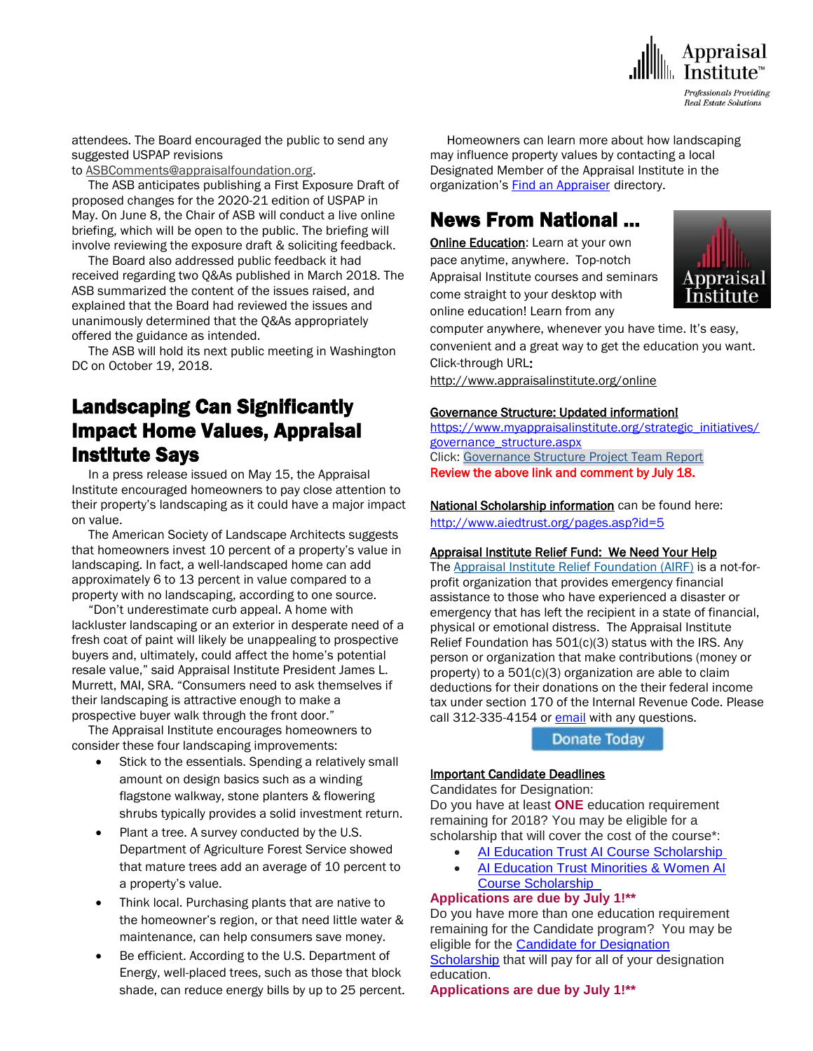attendees. The Board encouraged the public to send any suggested USPAP revisions to ASBComments@appraisalfoundation.org.

The ASB anticipates publishing a First Exposure Draft of proposed changes for the 2020-21 edition of USPAP in May. On June 8, the Chair of ASB will conduct a live online briefing, which will be open to the public. The briefing will involve reviewing the exposure draft & soliciting feedback.

The Board also addressed public feedback it had received regarding two Q&As published in March 2018. The ASB summarized the content of the issues raised, and explained that the Board had reviewed the issues and unanimously determined that the Q&As appropriately offered the guidance as intended.

The ASB will hold its next public meeting in Washington DC on October 19, 2018.

## Landscaping Can Significantly Impact Home Values, Appraisal Institute Says

In a press release issued on May 15, the Appraisal Institute encouraged homeowners to pay close attention to their property's landscaping as it could have a major impact on value.

The American Society of Landscape Architects suggests that homeowners invest 10 percent of a property's value in landscaping. In fact, a well-landscaped home can add approximately 6 to 13 percent in value compared to a property with no landscaping, according to one source.

"Don't underestimate curb appeal. A home with lackluster landscaping or an exterior in desperate need of a fresh coat of paint will likely be unappealing to prospective buyers and, ultimately, could affect the home's potential resale value," said Appraisal Institute President James L. Murrett, MAI, SRA. "Consumers need to ask themselves if their landscaping is attractive enough to make a prospective buyer walk through the front door."

The Appraisal Institute encourages homeowners to consider these four landscaping improvements:

- Stick to the essentials. Spending a relatively small amount on design basics such as a winding flagstone walkway, stone planters & flowering shrubs typically provides a solid investment return.
- Plant a tree. A survey conducted by the U.S. Department of Agriculture Forest Service showed that mature trees add an average of 10 percent to a property's value.
- Think local. Purchasing plants that are native to the homeowner's region, or that need little water & maintenance, can help consumers save money.
- Be efficient. According to the U.S. Department of Energy, well-placed trees, such as those that block shade, can reduce energy bills by up to 25 percent.

Homeowners can learn more about how landscaping may influence property values by contacting a local Designated Member of the Appraisal Institute in the organization's Find an Appraiser directory.

## News From National …

**Online Education**: Learn at your own pace anytime, anywhere. Top-notch Appraisal Institute courses and seminars come straight to your desktop with online education! Learn from any computer anywhere, whenever you have time. It's easy, convenient and a great way to get the education you want. Click-through URL**:**
http://www.appraisalinstitute.org/online

**Governance Structure: Updated information!**
https://www.myappraisalinstitute.org/strategic_initiatives/governance_structure.aspx
Click: Governance Structure Project Team Report
**Review the above link and comment by July 18.**

**National Scholarship information** can be found here:
http://www.aiedtrust.org/pages.asp?id=5

**Appraisal Institute Relief Fund: We Need Your Help**
The Appraisal Institute Relief Foundation (AIRF) is a not-for-profit organization that provides emergency financial assistance to those who have experienced a disaster or emergency that has left the recipient in a state of financial, physical or emotional distress. The Appraisal Institute Relief Foundation has 501(c)(3) status with the IRS. Any person or organization that make contributions (money or property) to a 501(c)(3) organization are able to claim deductions for their donations on the their federal income tax under section 170 of the Internal Revenue Code. Please call 312-335-4154 or email with any questions.

Donate Today

**Important Candidate Deadlines**
Candidates for Designation:
Do you have at least **ONE** education requirement remaining for 2018? You may be eligible for a scholarship that will cover the cost of the course*:

- AI Education Trust AI Course Scholarship
- AI Education Trust Minorities & Women AI Course Scholarship

**Applications are due by July 1!****

Do you have more than one education requirement remaining for the Candidate program? You may be eligible for the Candidate for Designation Scholarship that will pay for all of your designation education.

**Applications are due by July 1!****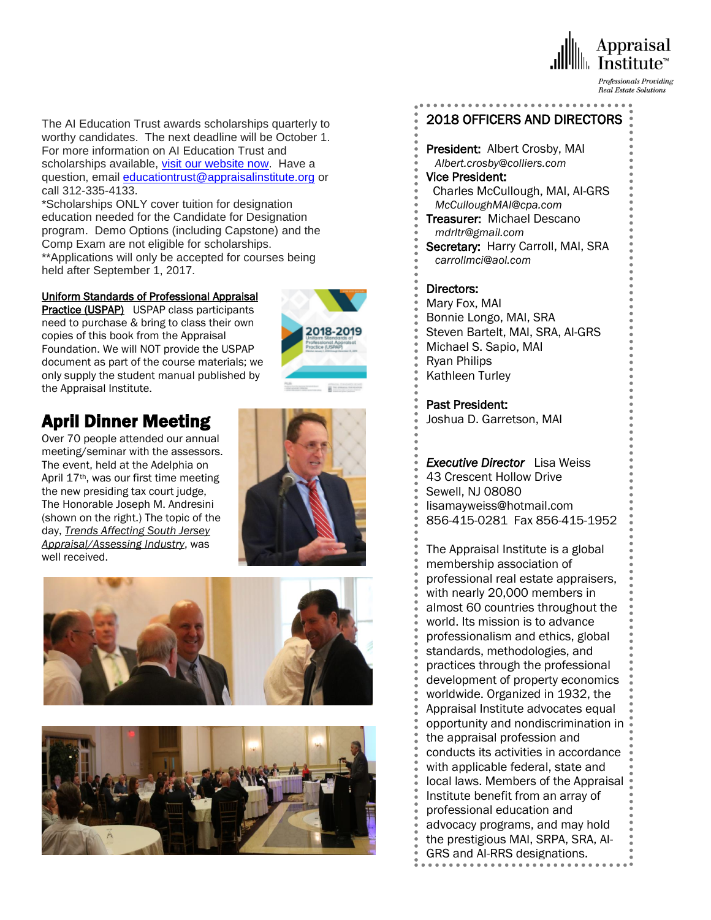The AI Education Trust awards scholarships quarterly to worthy candidates. The next deadline will be October 1. For more information on AI Education Trust and scholarships available, [visit our website now](). Have a question, email [educationtrust@appraisalinstitute.org](mailto:educationtrust@appraisalinstitute.org) or call 312-335-4133.
*Scholarships ONLY cover tuition for designation education needed for the Candidate for Designation program. Demo Options (including Capstone) and the Comp Exam are not eligible for scholarships.
**Applications will only be accepted for courses being held after September 1, 2017.

**Uniform Standards of Professional Appraisal Practice (USPAP)** USPAP class participants need to purchase & bring to class their own copies of this book from the Appraisal Foundation. We will NOT provide the USPAP document as part of the course materials; we only supply the student manual published by the Appraisal Institute.

## April Dinner Meeting

Over 70 people attended our annual meeting/seminar with the assessors. The event, held at the Adelphia on April 17th, was our first time meeting the new presiding tax court judge, The Honorable Joseph M. Andresini (shown on the right.) The topic of the day, *Trends Affecting South Jersey Appraisal/Assessing Industry*, was well received.

## 2018 OFFICERS AND DIRECTORS

**President:** Albert Crosby, MAI
*Albert.crosby@colliers.com*

**Vice President:**
Charles McCullough, MAI, AI-GRS
*McCulloughMAI@cpa.com*

**Treasurer:** Michael Descano
*mdrltr@gmail.com*

**Secretary:** Harry Carroll, MAI, SRA
*carrollmci@aol.com*

**Directors:**
Mary Fox, MAI
Bonnie Longo, MAI, SRA
Steven Bartelt, MAI, SRA, AI-GRS
Michael S. Sapio, MAI
Ryan Philips
Kathleen Turley

**Past President:**
Joshua D. Garretson, MAI

***Executive Director*** Lisa Weiss
43 Crescent Hollow Drive
Sewell, NJ 08080
lisamayweiss@hotmail.com
856-415-0281 Fax 856-415-1952

The Appraisal Institute is a global membership association of professional real estate appraisers, with nearly 20,000 members in almost 60 countries throughout the world. Its mission is to advance professionalism and ethics, global standards, methodologies, and practices through the professional development of property economics worldwide. Organized in 1932, the Appraisal Institute advocates equal opportunity and nondiscrimination in the appraisal profession and conducts its activities in accordance with applicable federal, state and local laws. Members of the Appraisal Institute benefit from an array of professional education and advocacy programs, and may hold the prestigious MAI, SRPA, SRA, AI-GRS and AI-RRS designations.